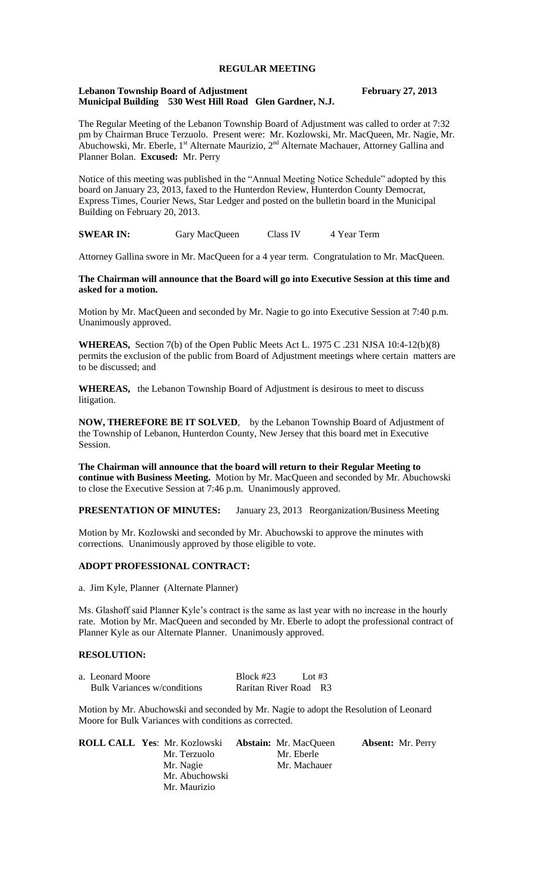# REGULAR MEETING

**Lebanon Township Board of Adjustment** **February 27, 2013**
**Municipal Building 530 West Hill Road Glen Gardner, N.J.**

The Regular Meeting of the Lebanon Township Board of Adjustment was called to order at 7:32 pm by Chairman Bruce Terzuolo. Present were: Mr. Kozlowski, Mr. MacQueen, Mr. Nagie, Mr. Abuchowski, Mr. Eberle, 1st Alternate Maurizio, 2nd Alternate Machauer, Attorney Gallina and Planner Bolan. **Excused:** Mr. Perry

Notice of this meeting was published in the "Annual Meeting Notice Schedule" adopted by this board on January 23, 2013, faxed to the Hunterdon Review, Hunterdon County Democrat, Express Times, Courier News, Star Ledger and posted on the bulletin board in the Municipal Building on February 20, 2013.

**SWEAR IN:** Gary MacQueen Class IV 4 Year Term

Attorney Gallina swore in Mr. MacQueen for a 4 year term. Congratulation to Mr. MacQueen.

**The Chairman will announce that the Board will go into Executive Session at this time and asked for a motion.**

Motion by Mr. MacQueen and seconded by Mr. Nagie to go into Executive Session at 7:40 p.m. Unanimously approved.

**WHEREAS,** Section 7(b) of the Open Public Meets Act L. 1975 C .231 NJSA 10:4-12(b)(8) permits the exclusion of the public from Board of Adjustment meetings where certain matters are to be discussed; and

**WHEREAS,** the Lebanon Township Board of Adjustment is desirous to meet to discuss litigation.

**NOW, THEREFORE BE IT SOLVED**, by the Lebanon Township Board of Adjustment of the Township of Lebanon, Hunterdon County, New Jersey that this board met in Executive Session.

**The Chairman will announce that the board will return to their Regular Meeting to continue with Business Meeting.** Motion by Mr. MacQueen and seconded by Mr. Abuchowski to close the Executive Session at 7:46 p.m. Unanimously approved.

**PRESENTATION OF MINUTES:** January 23, 2013 Reorganization/Business Meeting

Motion by Mr. Kozlowski and seconded by Mr. Abuchowski to approve the minutes with corrections. Unanimously approved by those eligible to vote.

**ADOPT PROFESSIONAL CONTRACT:**

a. Jim Kyle, Planner (Alternate Planner)

Ms. Glashoff said Planner Kyle's contract is the same as last year with no increase in the hourly rate. Motion by Mr. MacQueen and seconded by Mr. Eberle to adopt the professional contract of Planner Kyle as our Alternate Planner. Unanimously approved.

**RESOLUTION:**

a. Leonard Moore Block #23 Lot #3
Bulk Variances w/conditions Raritan River Road R3

Motion by Mr. Abuchowski and seconded by Mr. Nagie to adopt the Resolution of Leonard Moore for Bulk Variances with conditions as corrected.

| | | | |
|---|---|---|---|
| **ROLL CALL Yes**: | Mr. Kozlowski | **Abstain:** Mr. MacQueen | **Absent:** Mr. Perry |
| | Mr. Terzuolo | Mr. Eberle | |
| | Mr. Nagie | Mr. Machauer | |
| | Mr. Abuchowski | | |
| | Mr. Maurizio | | |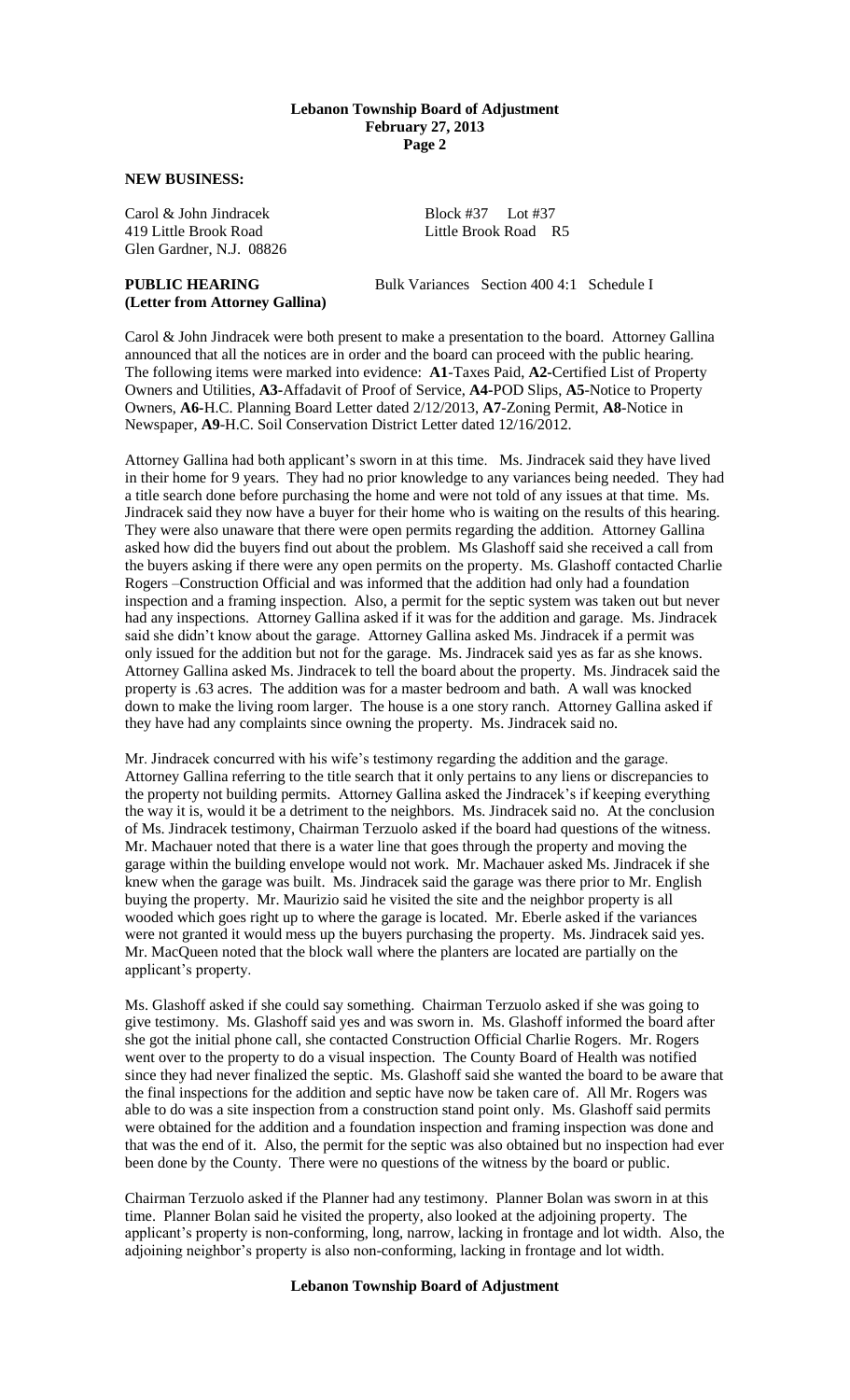**NEW BUSINESS:**

Carol & John Jindracek
419 Little Brook Road
Glen Gardner, N.J. 08826

Block #37 Lot #37
Little Brook Road R5

**PUBLIC HEARING** Bulk Variances Section 400 4:1 Schedule I
**(Letter from Attorney Gallina)**

Carol & John Jindracek were both present to make a presentation to the board. Attorney Gallina announced that all the notices are in order and the board can proceed with the public hearing. The following items were marked into evidence: **A1**-Taxes Paid, **A2-**Certified List of Property Owners and Utilities, **A3-**Affadavit of Proof of Service, **A4-**POD Slips, **A5-**Notice to Property Owners, **A6-**H.C. Planning Board Letter dated 2/12/2013, **A7**-Zoning Permit, **A8**-Notice in Newspaper, **A9**-H.C. Soil Conservation District Letter dated 12/16/2012.

Attorney Gallina had both applicant's sworn in at this time. Ms. Jindracek said they have lived in their home for 9 years. They had no prior knowledge to any variances being needed. They had a title search done before purchasing the home and were not told of any issues at that time. Ms. Jindracek said they now have a buyer for their home who is waiting on the results of this hearing. They were also unaware that there were open permits regarding the addition. Attorney Gallina asked how did the buyers find out about the problem. Ms Glashoff said she received a call from the buyers asking if there were any open permits on the property. Ms. Glashoff contacted Charlie Rogers –Construction Official and was informed that the addition had only had a foundation inspection and a framing inspection. Also, a permit for the septic system was taken out but never had any inspections. Attorney Gallina asked if it was for the addition and garage. Ms. Jindracek said she didn't know about the garage. Attorney Gallina asked Ms. Jindracek if a permit was only issued for the addition but not for the garage. Ms. Jindracek said yes as far as she knows. Attorney Gallina asked Ms. Jindracek to tell the board about the property. Ms. Jindracek said the property is .63 acres. The addition was for a master bedroom and bath. A wall was knocked down to make the living room larger. The house is a one story ranch. Attorney Gallina asked if they have had any complaints since owning the property. Ms. Jindracek said no.

Mr. Jindracek concurred with his wife's testimony regarding the addition and the garage. Attorney Gallina referring to the title search that it only pertains to any liens or discrepancies to the property not building permits. Attorney Gallina asked the Jindracek's if keeping everything the way it is, would it be a detriment to the neighbors. Ms. Jindracek said no. At the conclusion of Ms. Jindracek testimony, Chairman Terzuolo asked if the board had questions of the witness. Mr. Machauer noted that there is a water line that goes through the property and moving the garage within the building envelope would not work. Mr. Machauer asked Ms. Jindracek if she knew when the garage was built. Ms. Jindracek said the garage was there prior to Mr. English buying the property. Mr. Maurizio said he visited the site and the neighbor property is all wooded which goes right up to where the garage is located. Mr. Eberle asked if the variances were not granted it would mess up the buyers purchasing the property. Ms. Jindracek said yes. Mr. MacQueen noted that the block wall where the planters are located are partially on the applicant's property.

Ms. Glashoff asked if she could say something. Chairman Terzuolo asked if she was going to give testimony. Ms. Glashoff said yes and was sworn in. Ms. Glashoff informed the board after she got the initial phone call, she contacted Construction Official Charlie Rogers. Mr. Rogers went over to the property to do a visual inspection. The County Board of Health was notified since they had never finalized the septic. Ms. Glashoff said she wanted the board to be aware that the final inspections for the addition and septic have now be taken care of. All Mr. Rogers was able to do was a site inspection from a construction stand point only. Ms. Glashoff said permits were obtained for the addition and a foundation inspection and framing inspection was done and that was the end of it. Also, the permit for the septic was also obtained but no inspection had ever been done by the County. There were no questions of the witness by the board or public.

Chairman Terzuolo asked if the Planner had any testimony. Planner Bolan was sworn in at this time. Planner Bolan said he visited the property, also looked at the adjoining property. The applicant's property is non-conforming, long, narrow, lacking in frontage and lot width. Also, the adjoining neighbor's property is also non-conforming, lacking in frontage and lot width.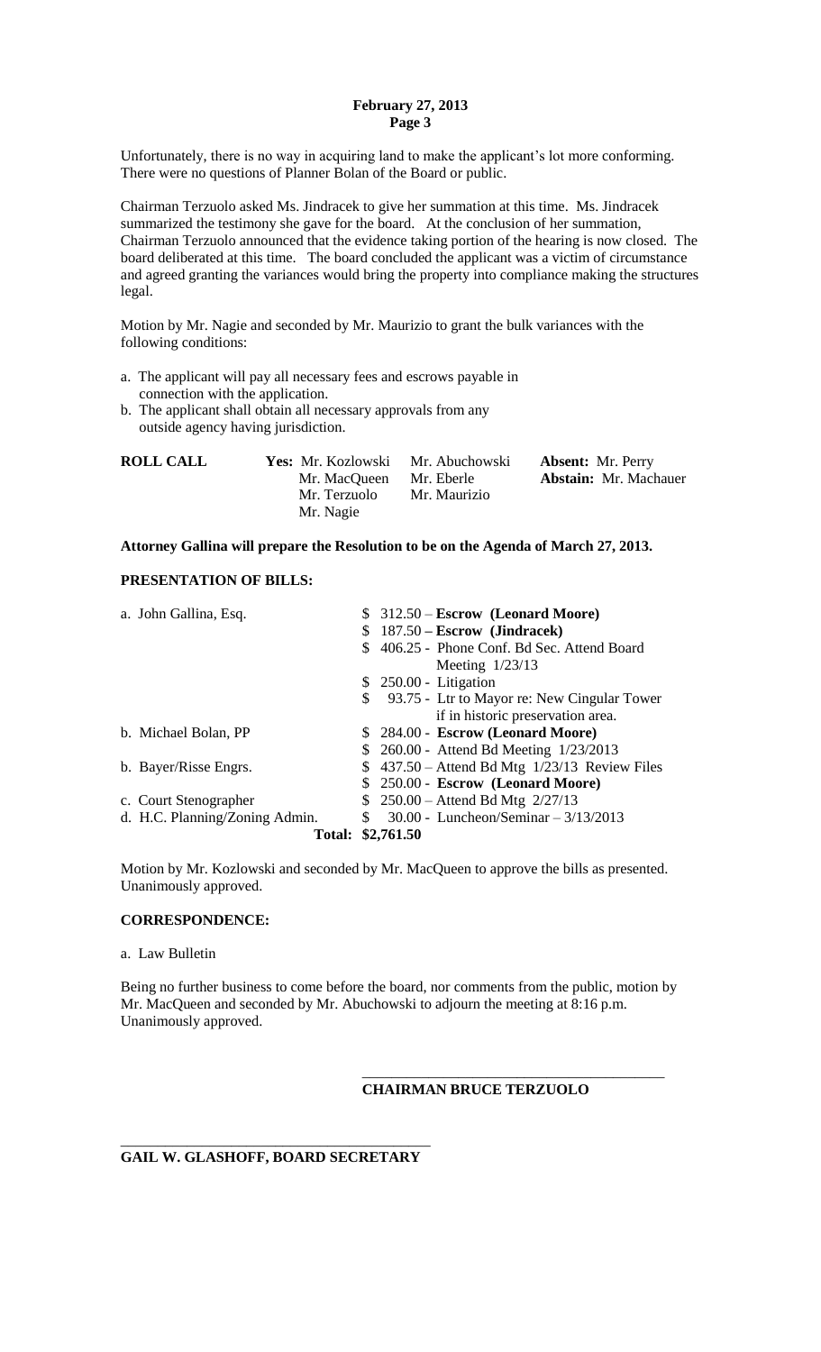Unfortunately, there is no way in acquiring land to make the applicant's lot more conforming. There were no questions of Planner Bolan of the Board or public.

Chairman Terzuolo asked Ms. Jindracek to give her summation at this time. Ms. Jindracek summarized the testimony she gave for the board. At the conclusion of her summation, Chairman Terzuolo announced that the evidence taking portion of the hearing is now closed. The board deliberated at this time. The board concluded the applicant was a victim of circumstance and agreed granting the variances would bring the property into compliance making the structures legal.

Motion by Mr. Nagie and seconded by Mr. Maurizio to grant the bulk variances with the following conditions:

a. The applicant will pay all necessary fees and escrows payable in connection with the application.
b. The applicant shall obtain all necessary approvals from any outside agency having jurisdiction.

| | | | |
|---|---|---|---|
| **ROLL CALL** | **Yes:** Mr. Kozlowski | Mr. Abuchowski | **Absent:** Mr. Perry |
| | Mr. MacQueen | Mr. Eberle | **Abstain:** Mr. Machauer |
| | Mr. Terzuolo | Mr. Maurizio | |
| | Mr. Nagie | | |

**Attorney Gallina will prepare the Resolution to be on the Agenda of March 27, 2013.**

**PRESENTATION OF BILLS:**

| | |
|---|---|
| a. John Gallina, Esq. | $ 312.50 – **Escrow (Leonard Moore)** |
| | $ 187.50 – **Escrow (Jindracek)** |
| | $ 406.25 - Phone Conf. Bd Sec. Attend Board Meeting 1/23/13 |
| | $ 250.00 - Litigation |
| | $ 93.75 - Ltr to Mayor re: New Cingular Tower if in historic preservation area. |
| b. Michael Bolan, PP | $ 284.00 - **Escrow (Leonard Moore)** |
| | $ 260.00 - Attend Bd Meeting 1/23/2013 |
| b. Bayer/Risse Engrs. | $ 437.50 – Attend Bd Mtg 1/23/13 Review Files |
| | $ 250.00 - **Escrow (Leonard Moore)** |
| c. Court Stenographer | $ 250.00 – Attend Bd Mtg 2/27/13 |
| d. H.C. Planning/Zoning Admin. | $ 30.00 - Luncheon/Seminar – 3/13/2013 |
| **Total:** | **$2,761.50** |

Motion by Mr. Kozlowski and seconded by Mr. MacQueen to approve the bills as presented. Unanimously approved.

**CORRESPONDENCE:**

a. Law Bulletin

Being no further business to come before the board, nor comments from the public, motion by Mr. MacQueen and seconded by Mr. Abuchowski to adjourn the meeting at 8:16 p.m. Unanimously approved.

\_\_\_\_\_\_\_\_\_\_\_\_\_\_\_\_\_\_\_\_\_\_\_\_\_\_\_\_\_\_\_\_\_\_\_\_\_\_\_\_

**CHAIRMAN BRUCE TERZUOLO**

\_\_\_\_\_\_\_\_\_\_\_\_\_\_\_\_\_\_\_\_\_\_\_\_\_\_\_\_\_\_\_\_\_\_\_\_\_\_\_\_

**GAIL W. GLASHOFF, BOARD SECRETARY**